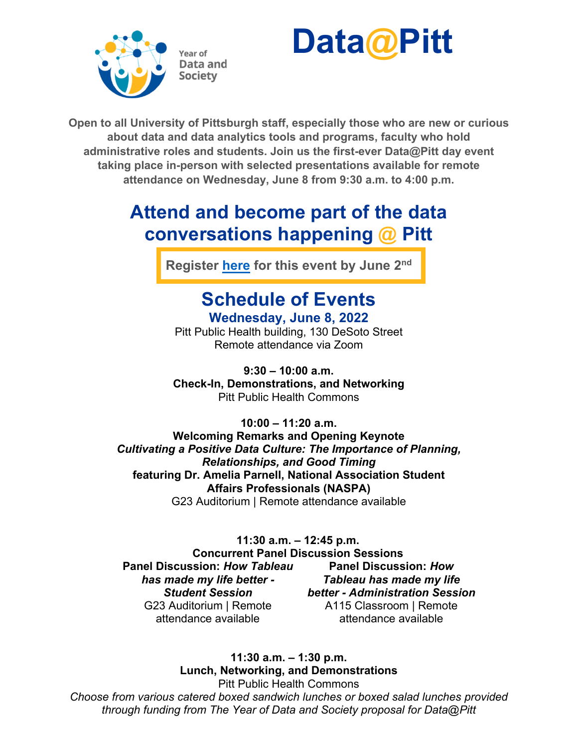Year of Data and Society

# Data@Pitt

**Open to all University of Pittsburgh staff, especially those who are new or curious about data and data analytics tools and programs, faculty who hold administrative roles and students. Join us the first-ever Data@Pitt day event taking place in-person with selected presentations available for remote attendance on Wednesday, June 8 from 9:30 a.m. to 4:00 p.m.**

## Attend and become part of the data conversations happening @ Pitt

**Register here for this event by June 2nd**

## Schedule of Events

### Wednesday, June 8, 2022

Pitt Public Health building, 130 DeSoto Street
Remote attendance via Zoom

**9:30 – 10:00 a.m.**
**Check-In, Demonstrations, and Networking**
Pitt Public Health Commons

**10:00 – 11:20 a.m.**
**Welcoming Remarks and Opening Keynote**
***Cultivating a Positive Data Culture: The Importance of Planning, Relationships, and Good Timing***
**featuring Dr. Amelia Parnell, National Association Student Affairs Professionals (NASPA)**
G23 Auditorium | Remote attendance available

**11:30 a.m. – 12:45 p.m.**
**Concurrent Panel Discussion Sessions**

**Panel Discussion:** ***How Tableau has made my life better - Student Session***
G23 Auditorium | Remote attendance available

**Panel Discussion:** ***How Tableau has made my life better - Administration Session***
A115 Classroom | Remote attendance available

**11:30 a.m. – 1:30 p.m.**
**Lunch, Networking, and Demonstrations**
Pitt Public Health Commons
*Choose from various catered boxed sandwich lunches or boxed salad lunches provided through funding from The Year of Data and Society proposal for Data@Pitt*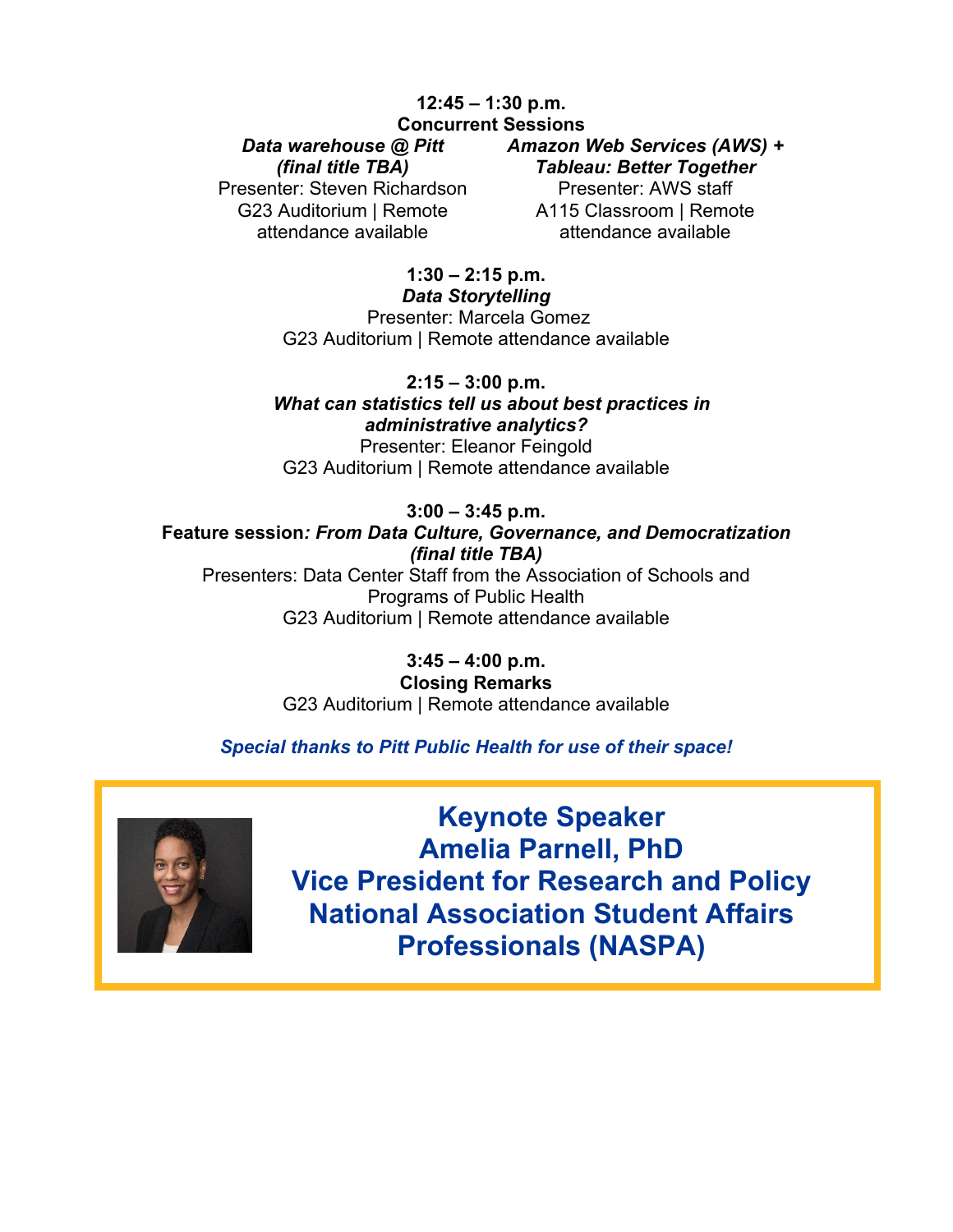**12:45 – 1:30 p.m.**
**Concurrent Sessions**

***Data warehouse @ Pitt (final title TBA)***
Presenter: Steven Richardson
G23 Auditorium | Remote attendance available

***Amazon Web Services (AWS) + Tableau: Better Together***
Presenter: AWS staff
A115 Classroom | Remote attendance available

**1:30 – 2:15 p.m.**
***Data Storytelling***
Presenter: Marcela Gomez
G23 Auditorium | Remote attendance available

**2:15 – 3:00 p.m.**
***What can statistics tell us about best practices in administrative analytics?***
Presenter: Eleanor Feingold
G23 Auditorium | Remote attendance available

**3:00 – 3:45 p.m.**
**Feature session*: From Data Culture, Governance, and Democratization (final title TBA)***
Presenters: Data Center Staff from the Association of Schools and Programs of Public Health
G23 Auditorium | Remote attendance available

**3:45 – 4:00 p.m.**
**Closing Remarks**
G23 Auditorium | Remote attendance available

***Special thanks to Pitt Public Health for use of their space!***

## Keynote Speaker
## Amelia Parnell, PhD
## Vice President for Research and Policy
## National Association Student Affairs Professionals (NASPA)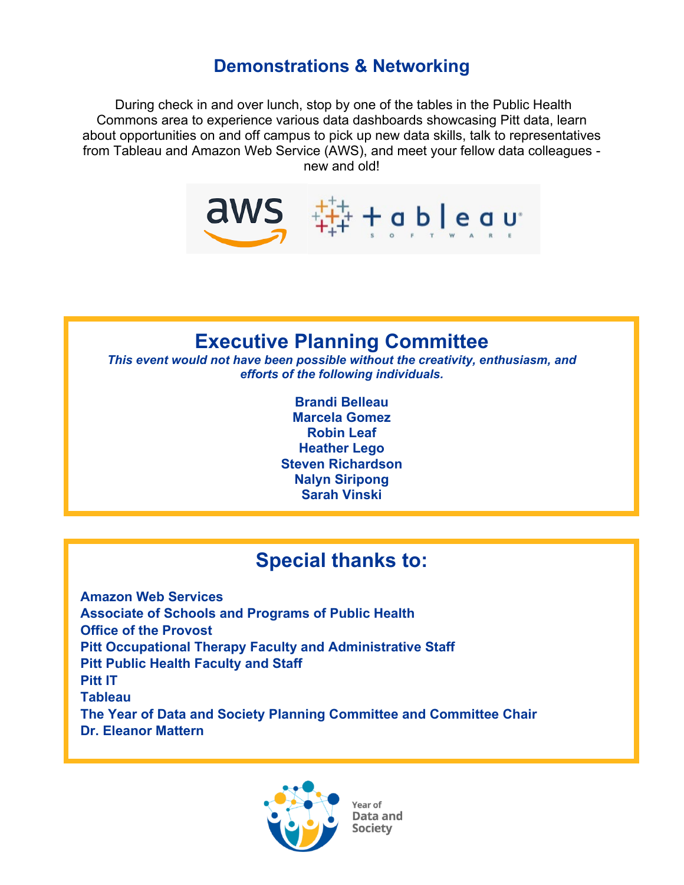## Demonstrations & Networking

During check in and over lunch, stop by one of the tables in the Public Health Commons area to experience various data dashboards showcasing Pitt data, learn about opportunities on and off campus to pick up new data skills, talk to representatives from Tableau and Amazon Web Service (AWS), and meet your fellow data colleagues - new and old!

## Executive Planning Committee

***This event would not have been possible without the creativity, enthusiasm, and efforts of the following individuals.***

**Brandi Belleau**
**Marcela Gomez**
**Robin Leaf**
**Heather Lego**
**Steven Richardson**
**Nalyn Siripong**
**Sarah Vinski**

## Special thanks to:

**Amazon Web Services**
**Associate of Schools and Programs of Public Health**
**Office of the Provost**
**Pitt Occupational Therapy Faculty and Administrative Staff**
**Pitt Public Health Faculty and Staff**
**Pitt IT**
**Tableau**
**The Year of Data and Society Planning Committee and Committee Chair Dr. Eleanor Mattern**

Year of Data and Society